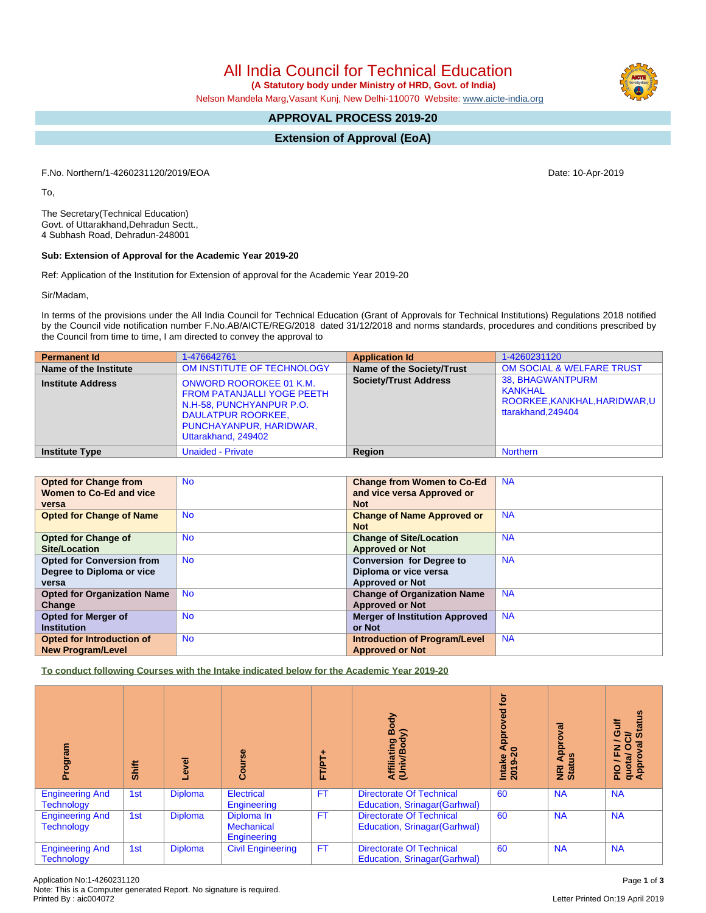# All India Council for Technical Education

**(A Statutory body under Ministry of HRD, Govt. of India)**

Nelson Mandela Marg,Vasant Kunj, New Delhi-110070 Website: www.aicte-india.org

## APPROVAL PROCESS 2019-20

## Extension of Approval (EoA)

F.No. Northern/1-4260231120/2019/EOA

Date: 10-Apr-2019

To,

The Secretary(Technical Education)
Govt. of Uttarakhand,Dehradun Sectt.,
4 Subhash Road, Dehradun-248001

**Sub: Extension of Approval for the Academic Year 2019-20**

Ref: Application of the Institution for Extension of approval for the Academic Year 2019-20

Sir/Madam,

In terms of the provisions under the All India Council for Technical Education (Grant of Approvals for Technical Institutions) Regulations 2018 notified by the Council vide notification number F.No.AB/AICTE/REG/2018 dated 31/12/2018 and norms standards, procedures and conditions prescribed by the Council from time to time, I am directed to convey the approval to

| **Permanent Id** | 1-476642761 | **Application Id** | 1-4260231120 |
|---|---|---|---|
| **Name of the Institute** | OM INSTITUTE OF TECHNOLOGY | **Name of the Society/Trust** | OM SOCIAL & WELFARE TRUST |
| **Institute Address** | ONWORD ROOROKEE 01 K.M. FROM PATANJALLI YOGE PEETH N.H-58, PUNCHYANPUR P.O. DAULATPUR ROORKEE, PUNCHAYANPUR, HARIDWAR, Uttarakhand, 249402 | **Society/Trust Address** | 38, BHAGWANTPURM KANKHAL ROORKEE,KANKHAL,HARIDWAR,Uttarakhand,249404 |
| **Institute Type** | Unaided - Private | **Region** | Northern |

| **Opted for Change from Women to Co-Ed and vice versa** | No | **Change from Women to Co-Ed and vice versa Approved or Not** | NA |
|---|---|---|---|
| **Opted for Change of Name** | No | **Change of Name Approved or Not** | NA |
| **Opted for Change of Site/Location** | No | **Change of Site/Location Approved or Not** | NA |
| **Opted for Conversion from Degree to Diploma or vice versa** | No | **Conversion for Degree to Diploma or vice versa Approved or Not** | NA |
| **Opted for Organization Name Change** | No | **Change of Organization Name Approved or Not** | NA |
| **Opted for Merger of Institution** | No | **Merger of Institution Approved or Not** | NA |
| **Opted for Introduction of New Program/Level** | No | **Introduction of Program/Level Approved or Not** | NA |

**To conduct following Courses with the Intake indicated below for the Academic Year 2019-20**

| Program | Shift | Level | Course | FT/PT+ | Affiliating Body (Univ/Body) | Intake Approved for 2019-20 | NRI Approval Status | PIO / FN / Gulf quota/ OCI/ Approval Status |
|---|---|---|---|---|---|---|---|---|
| Engineering And Technology | 1st | Diploma | Electrical Engineering | FT | Directorate Of Technical Education, Srinagar(Garhwal) | 60 | NA | NA |
| Engineering And Technology | 1st | Diploma | Diploma In Mechanical Engineering | FT | Directorate Of Technical Education, Srinagar(Garhwal) | 60 | NA | NA |
| Engineering And Technology | 1st | Diploma | Civil Engineering | FT | Directorate Of Technical Education, Srinagar(Garhwal) | 60 | NA | NA |

Application No:1-4260231120
Note: This is a Computer generated Report. No signature is required.
Printed By : aic004072

Letter Printed On:19 April 2019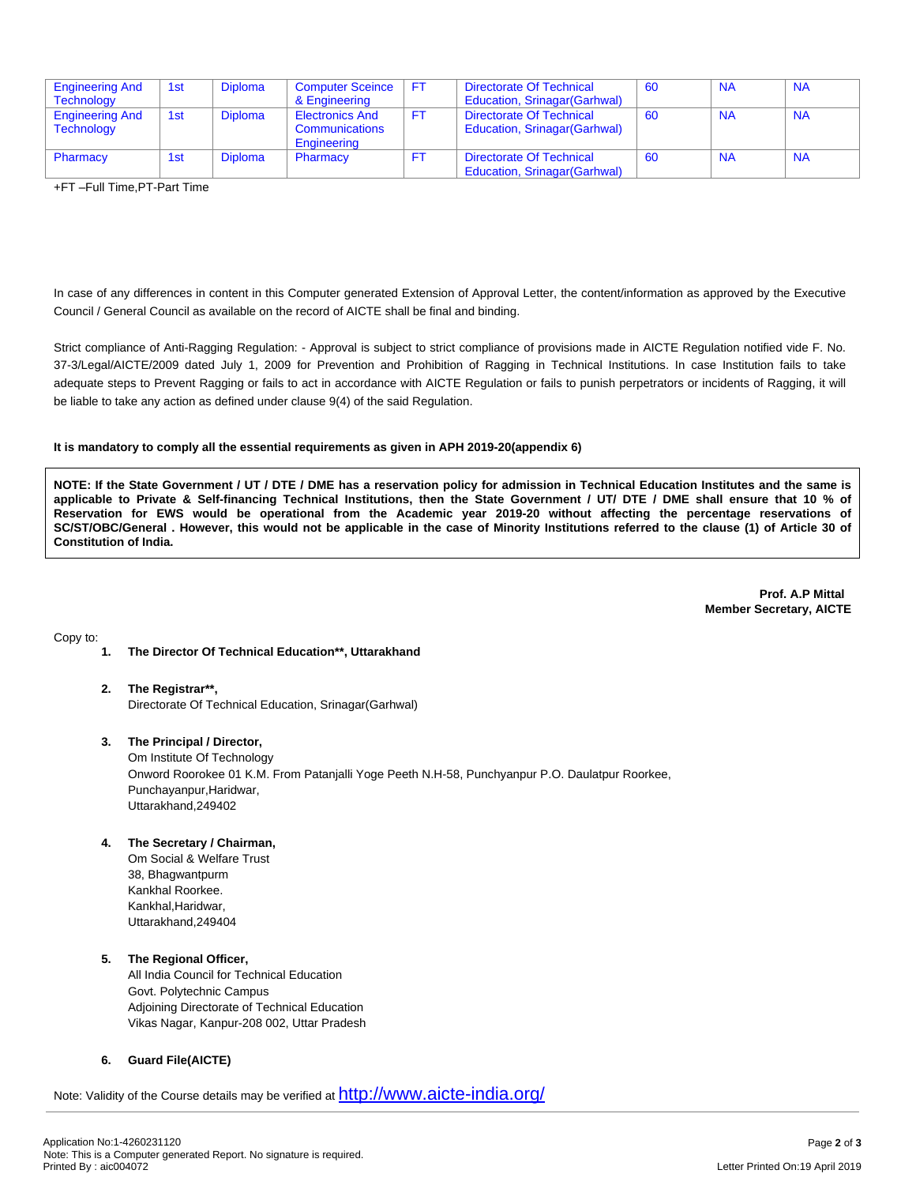| Engineering And Technology | 1st | Diploma | Computer Sceince & Engineering | FT | Directorate Of Technical Education, Srinagar(Garhwal) | 60 | NA | NA |
|---|---|---|---|---|---|---|---|---|
| Engineering And Technology | 1st | Diploma | Electronics And Communications Engineering | FT | Directorate Of Technical Education, Srinagar(Garhwal) | 60 | NA | NA |
| Pharmacy | 1st | Diploma | Pharmacy | FT | Directorate Of Technical Education, Srinagar(Garhwal) | 60 | NA | NA |

+FT –Full Time,PT-Part Time

In case of any differences in content in this Computer generated Extension of Approval Letter, the content/information as approved by the Executive Council / General Council as available on the record of AICTE shall be final and binding.

Strict compliance of Anti-Ragging Regulation: - Approval is subject to strict compliance of provisions made in AICTE Regulation notified vide F. No. 37-3/Legal/AICTE/2009 dated July 1, 2009 for Prevention and Prohibition of Ragging in Technical Institutions. In case Institution fails to take adequate steps to Prevent Ragging or fails to act in accordance with AICTE Regulation or fails to punish perpetrators or incidents of Ragging, it will be liable to take any action as defined under clause 9(4) of the said Regulation.

**It is mandatory to comply all the essential requirements as given in APH 2019-20(appendix 6)**

**NOTE: If the State Government / UT / DTE / DME has a reservation policy for admission in Technical Education Institutes and the same is applicable to Private & Self-financing Technical Institutions, then the State Government / UT/ DTE / DME shall ensure that 10 % of Reservation for EWS would be operational from the Academic year 2019-20 without affecting the percentage reservations of SC/ST/OBC/General . However, this would not be applicable in the case of Minority Institutions referred to the clause (1) of Article 30 of Constitution of India.**

**Prof. A.P Mittal**
**Member Secretary, AICTE**

Copy to:

1. **The Director Of Technical Education**\*\*, Uttarakhand**

2. **The Registrar\*\*,**
   Directorate Of Technical Education, Srinagar(Garhwal)

3. **The Principal / Director,**
   Om Institute Of Technology
   Onword Roorokee 01 K.M. From Patanjalli Yoge Peeth N.H-58, Punchyanpur P.O. Daulatpur Roorkee,
   Punchayanpur,Haridwar,
   Uttarakhand,249402

4. **The Secretary / Chairman,**
   Om Social & Welfare Trust
   38, Bhagwantpurm
   Kankhal Roorkee.
   Kankhal,Haridwar,
   Uttarakhand,249404

5. **The Regional Officer,**
   All India Council for Technical Education
   Govt. Polytechnic Campus
   Adjoining Directorate of Technical Education
   Vikas Nagar, Kanpur-208 002, Uttar Pradesh

6. **Guard File(AICTE)**

Note: Validity of the Course details may be verified at http://www.aicte-india.org/

Application No:1-4260231120
Note: This is a Computer generated Report. No signature is required.
Printed By : aic004072

Letter Printed On:19 April 2019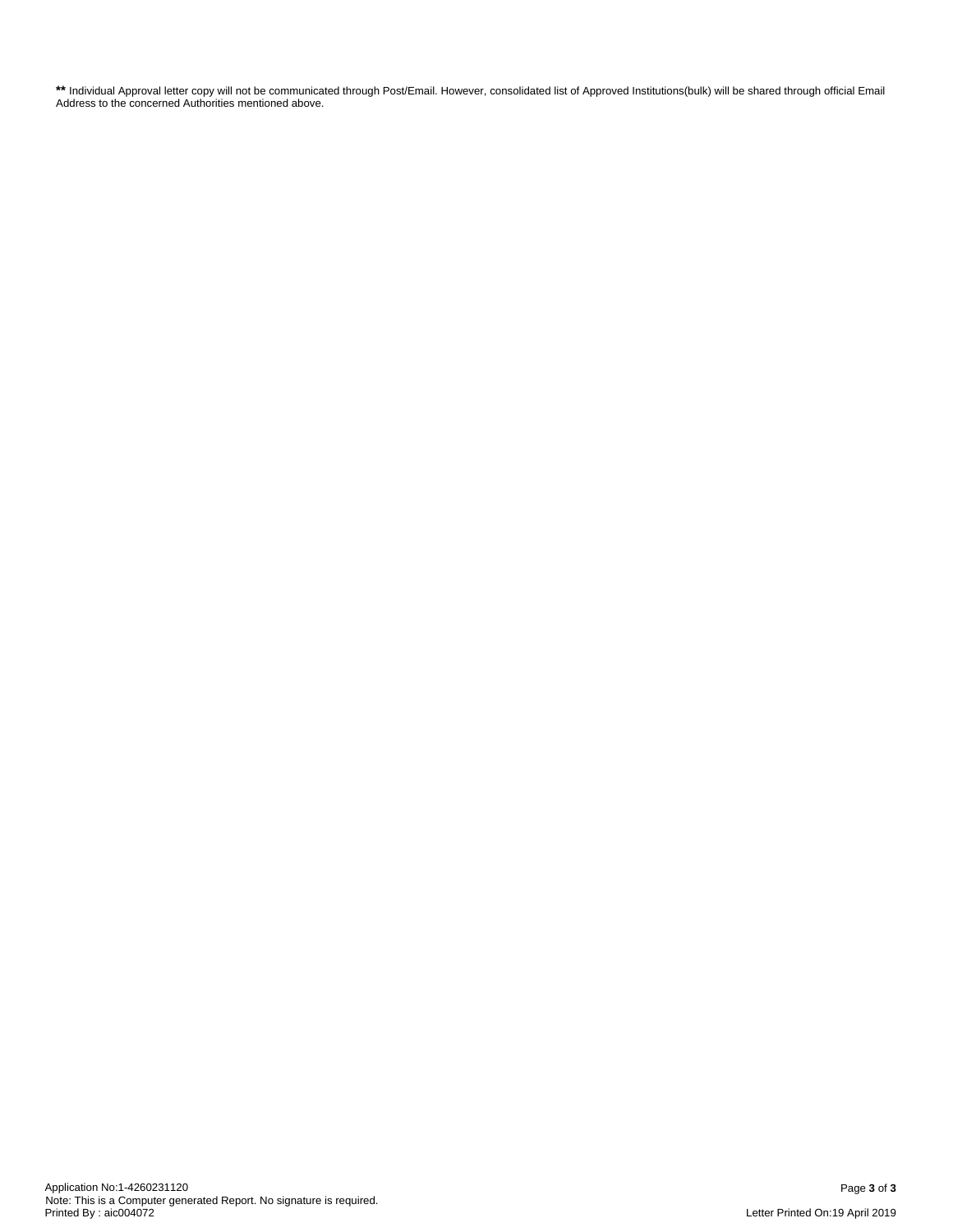** Individual Approval letter copy will not be communicated through Post/Email. However, consolidated list of Approved Institutions(bulk) will be shared through official Email Address to the concerned Authorities mentioned above.